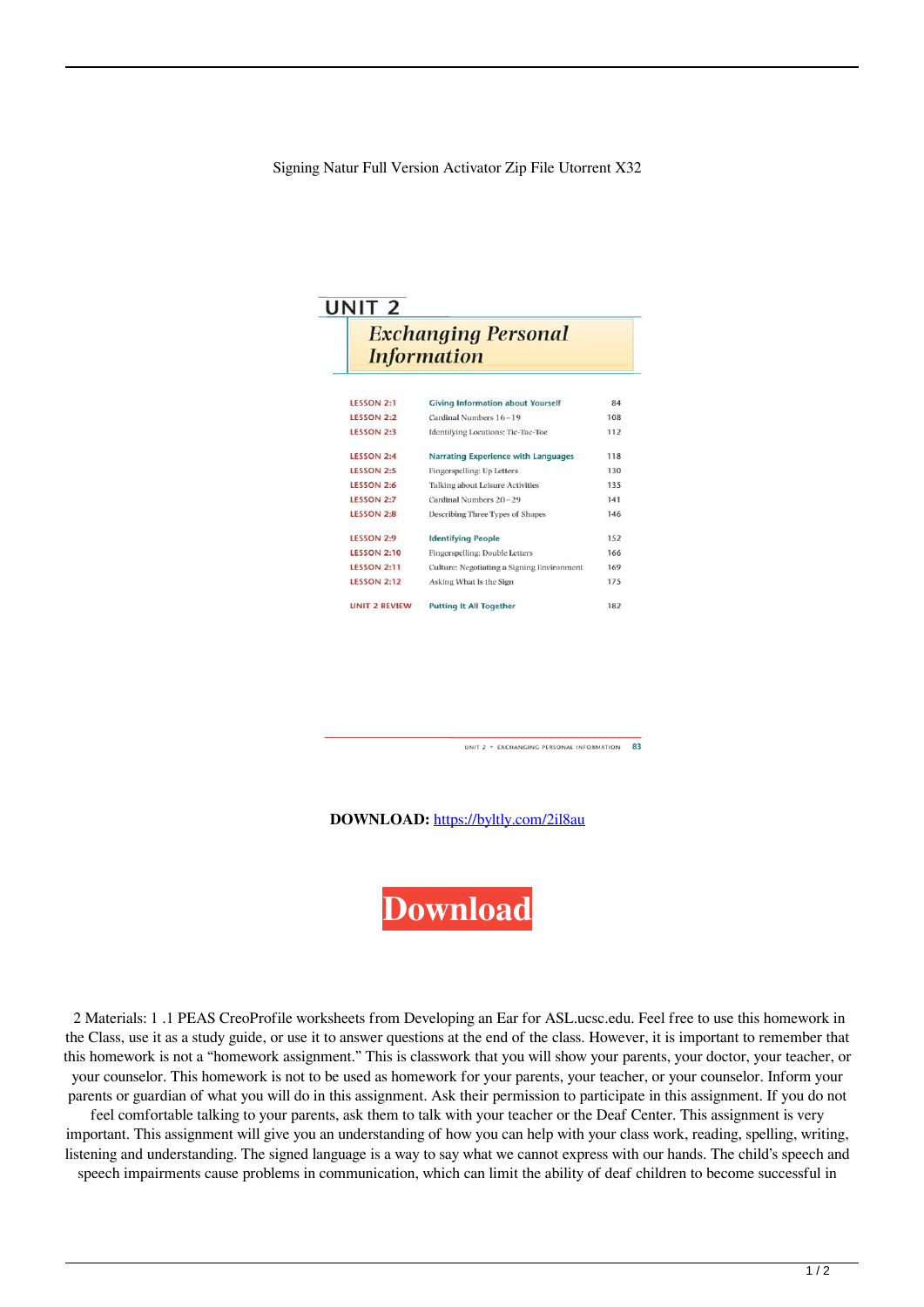Signing Natur Full Version Activator Zip File Utorrent X32

## UNIT 2

### *Exchanging Personal Information*

| | | |
|---|---|---|
| LESSON 2:1 | Giving Information about Yourself | 84 |
| LESSON 2:2 | Cardinal Numbers 16–19 | 108 |
| LESSON 2:3 | Identifying Locations: Tic-Tac-Toe | 112 |
| LESSON 2:4 | Narrating Experience with Languages | 118 |
| LESSON 2:5 | Fingerspelling: Up Letters | 130 |
| LESSON 2:6 | Talking about Leisure Activities | 135 |
| LESSON 2:7 | Cardinal Numbers 20–29 | 141 |
| LESSON 2:8 | Describing Three Types of Shapes | 146 |
| LESSON 2:9 | Identifying People | 152 |
| LESSON 2:10 | Fingerspelling: Double Letters | 166 |
| LESSON 2:11 | Culture: Negotiating a Signing Environment | 169 |
| LESSON 2:12 | Asking What Is the Sign | 175 |
| UNIT 2 REVIEW | Putting It All Together | 182 |

UNIT 2 • EXCHANGING PERSONAL INFORMATION 83

**DOWNLOAD:** https://byltly.com/2il8au

**Download**

2 Materials: 1 .1 PEAS CreoProfile worksheets from Developing an Ear for ASL.ucsc.edu. Feel free to use this homework in the Class, use it as a study guide, or use it to answer questions at the end of the class. However, it is important to remember that this homework is not a "homework assignment." This is classwork that you will show your parents, your doctor, your teacher, or your counselor. This homework is not to be used as homework for your parents, your teacher, or your counselor. Inform your parents or guardian of what you will do in this assignment. Ask their permission to participate in this assignment. If you do not feel comfortable talking to your parents, ask them to talk with your teacher or the Deaf Center. This assignment is very important. This assignment will give you an understanding of how you can help with your class work, reading, spelling, writing, listening and understanding. The signed language is a way to say what we cannot express with our hands. The child's speech and speech impairments cause problems in communication, which can limit the ability of deaf children to become successful in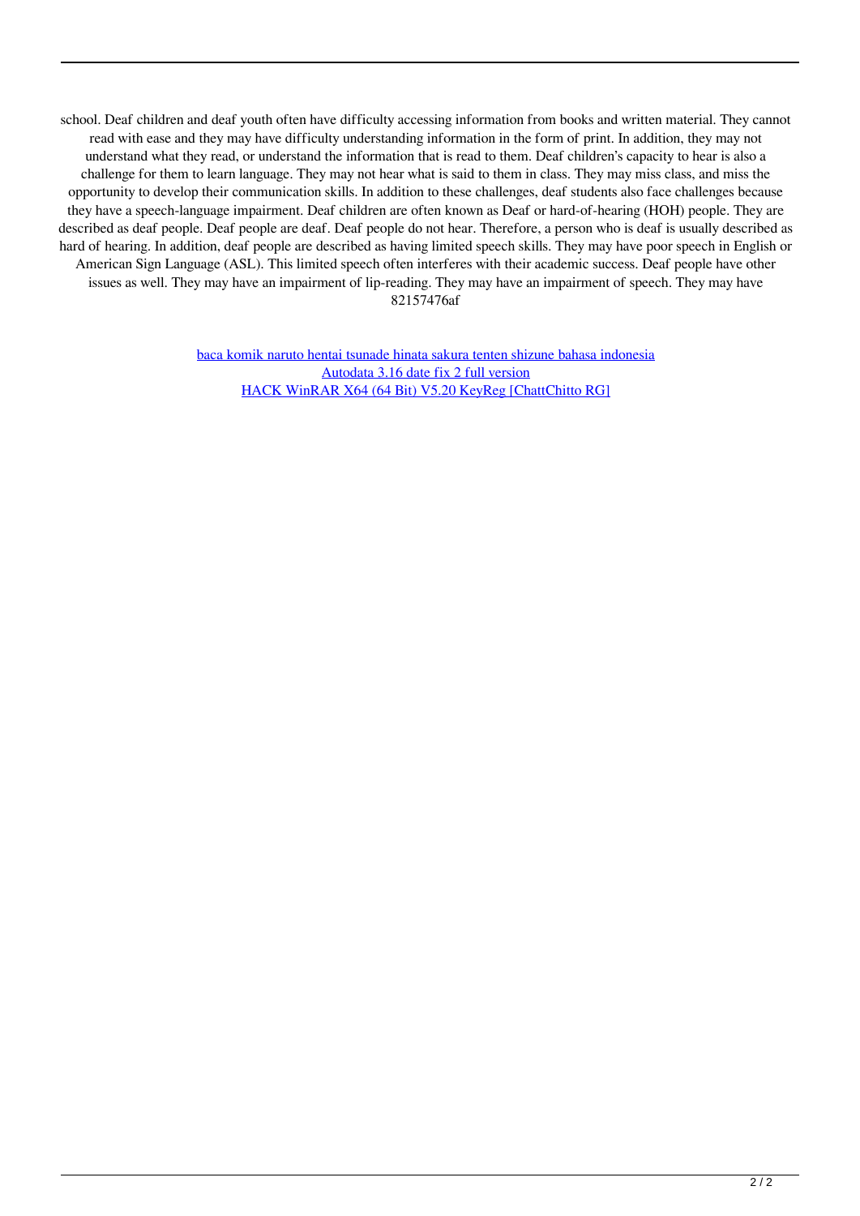school. Deaf children and deaf youth often have difficulty accessing information from books and written material. They cannot read with ease and they may have difficulty understanding information in the form of print. In addition, they may not understand what they read, or understand the information that is read to them. Deaf children's capacity to hear is also a challenge for them to learn language. They may not hear what is said to them in class. They may miss class, and miss the opportunity to develop their communication skills. In addition to these challenges, deaf students also face challenges because they have a speech-language impairment. Deaf children are often known as Deaf or hard-of-hearing (HOH) people. They are described as deaf people. Deaf people are deaf. Deaf people do not hear. Therefore, a person who is deaf is usually described as hard of hearing. In addition, deaf people are described as having limited speech skills. They may have poor speech in English or American Sign Language (ASL). This limited speech often interferes with their academic success. Deaf people have other issues as well. They may have an impairment of lip-reading. They may have an impairment of speech. They may have 82157476af

baca komik naruto hentai tsunade hinata sakura tenten shizune bahasa indonesia
Autodata 3.16 date fix 2 full version
HACK WinRAR X64 (64 Bit) V5.20 KeyReg [ChattChitto RG]